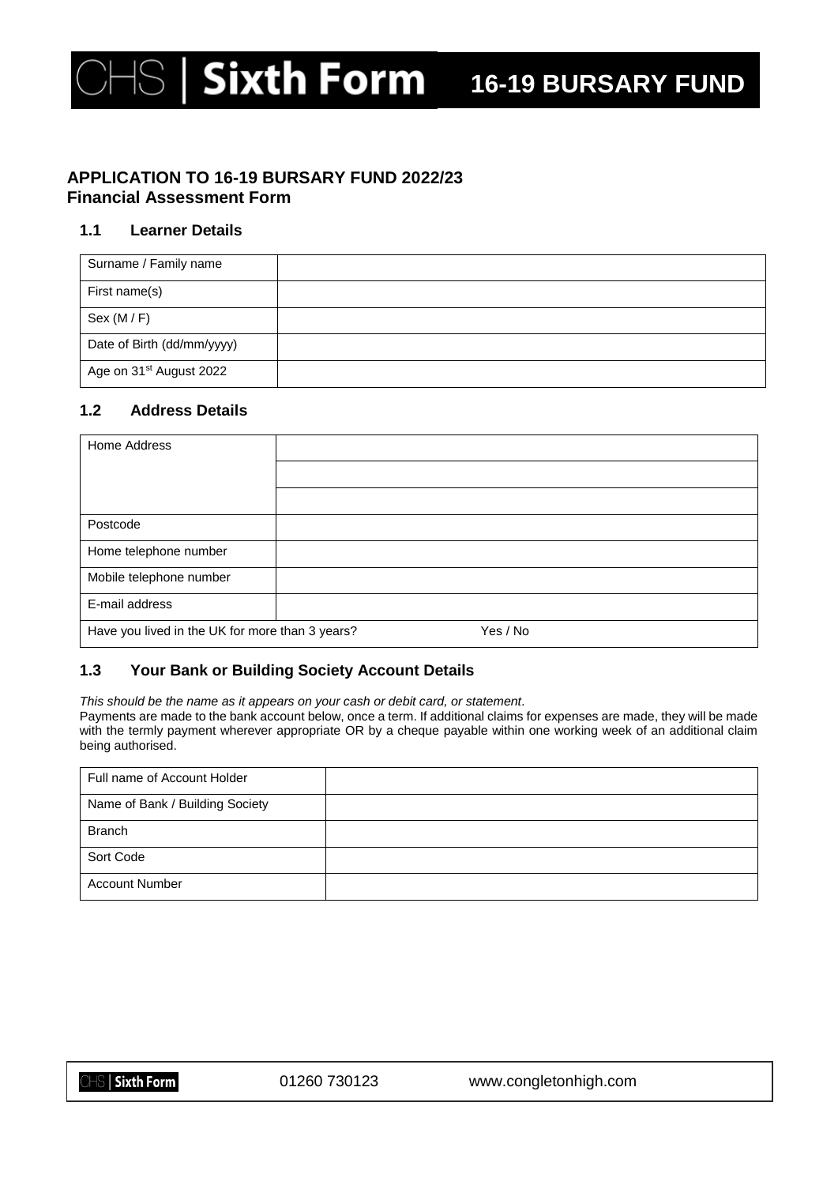CHS | Sixth Form **16-19 BURSARY FUND**

## APPLICATION TO 16-19 BURSARY FUND 2022/23
## Financial Assessment Form

### 1.1 Learner Details

| Surname / Family name | |
|---|---|
| First name(s) | |
| Sex (M / F) | |
| Date of Birth (dd/mm/yyyy) | |
| Age on 31st August 2022 | |

### 1.2 Address Details

| Home Address | |
|---|---|
| | |
| | |
| Postcode | |
| Home telephone number | |
| Mobile telephone number | |
| E-mail address | |
| Have you lived in the UK for more than 3 years? | Yes / No |

### 1.3 Your Bank or Building Society Account Details

*This should be the name as it appears on your cash or debit card, or statement*.
Payments are made to the bank account below, once a term. If additional claims for expenses are made, they will be made with the termly payment wherever appropriate OR by a cheque payable within one working week of an additional claim being authorised.

| Full name of Account Holder | |
|---|---|
| Name of Bank / Building Society | |
| Branch | |
| Sort Code | |
| Account Number | |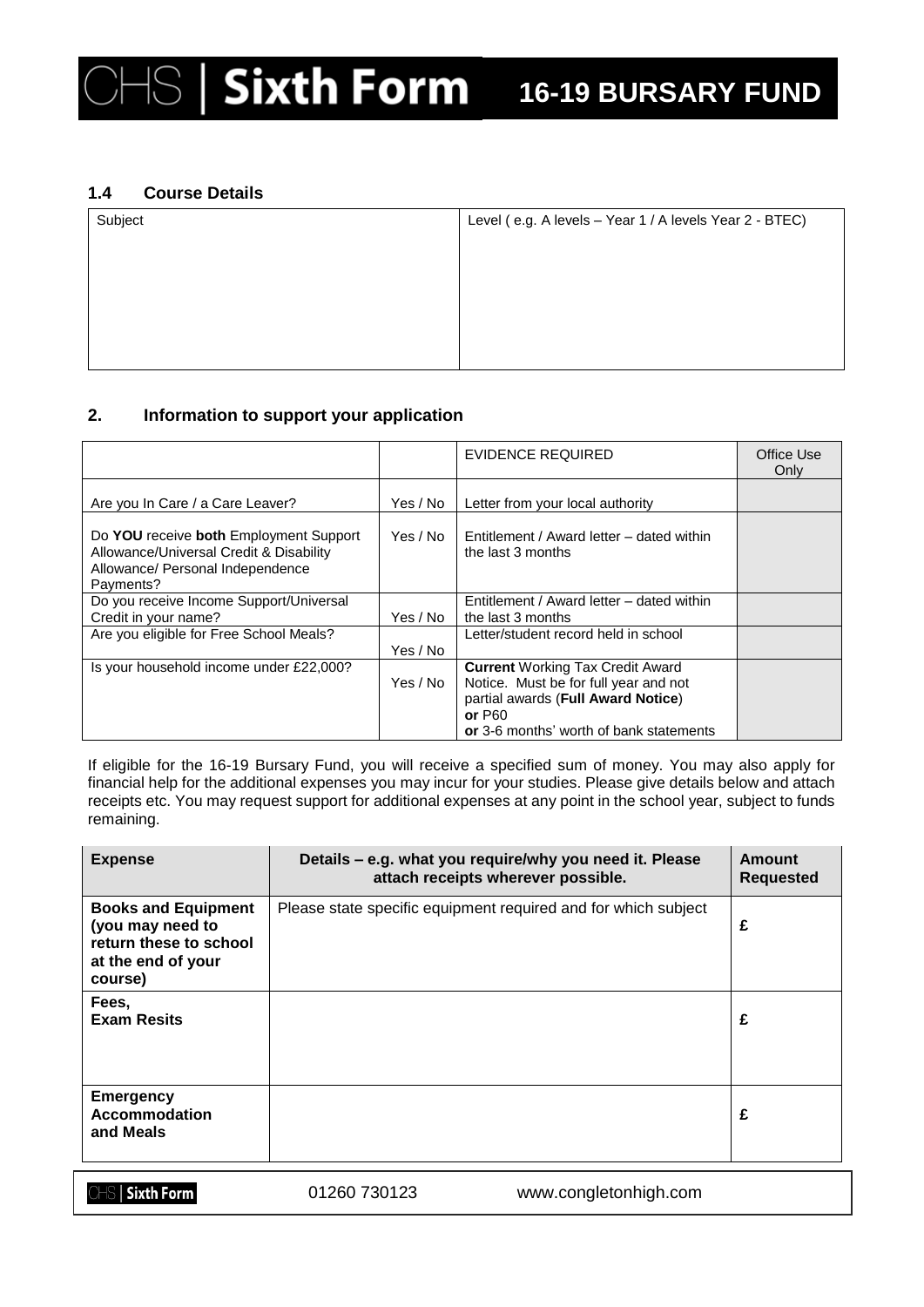### 1.4 Course Details

| Subject | Level ( e.g. A levels – Year 1 / A levels Year 2 - BTEC) |
|---|---|
| | |

## 2. Information to support your application

| | | EVIDENCE REQUIRED | Office Use Only |
|---|---|---|---|
| Are you In Care / a Care Leaver? | Yes / No | Letter from your local authority | |
| Do **YOU** receive **both** Employment Support Allowance/Universal Credit & Disability Allowance/ Personal Independence Payments? | Yes / No | Entitlement / Award letter – dated within the last 3 months | |
| Do you receive Income Support/Universal Credit in your name? | Yes / No | Entitlement / Award letter – dated within the last 3 months | |
| Are you eligible for Free School Meals? | Yes / No | Letter/student record held in school | |
| Is your household income under £22,000? | Yes / No | **Current** Working Tax Credit Award Notice. Must be for full year and not partial awards (**Full Award Notice**) **or** P60 **or** 3-6 months' worth of bank statements | |

If eligible for the 16-19 Bursary Fund, you will receive a specified sum of money. You may also apply for financial help for the additional expenses you may incur for your studies. Please give details below and attach receipts etc. You may request support for additional expenses at any point in the school year, subject to funds remaining.

| **Expense** | **Details – e.g. what you require/why you need it. Please attach receipts wherever possible.** | **Amount Requested** |
|---|---|---|
| **Books and Equipment (you may need to return these to school at the end of your course)** | Please state specific equipment required and for which subject | **£** |
| **Fees, Exam Resits** | | **£** |
| **Emergency Accommodation and Meals** | | **£** |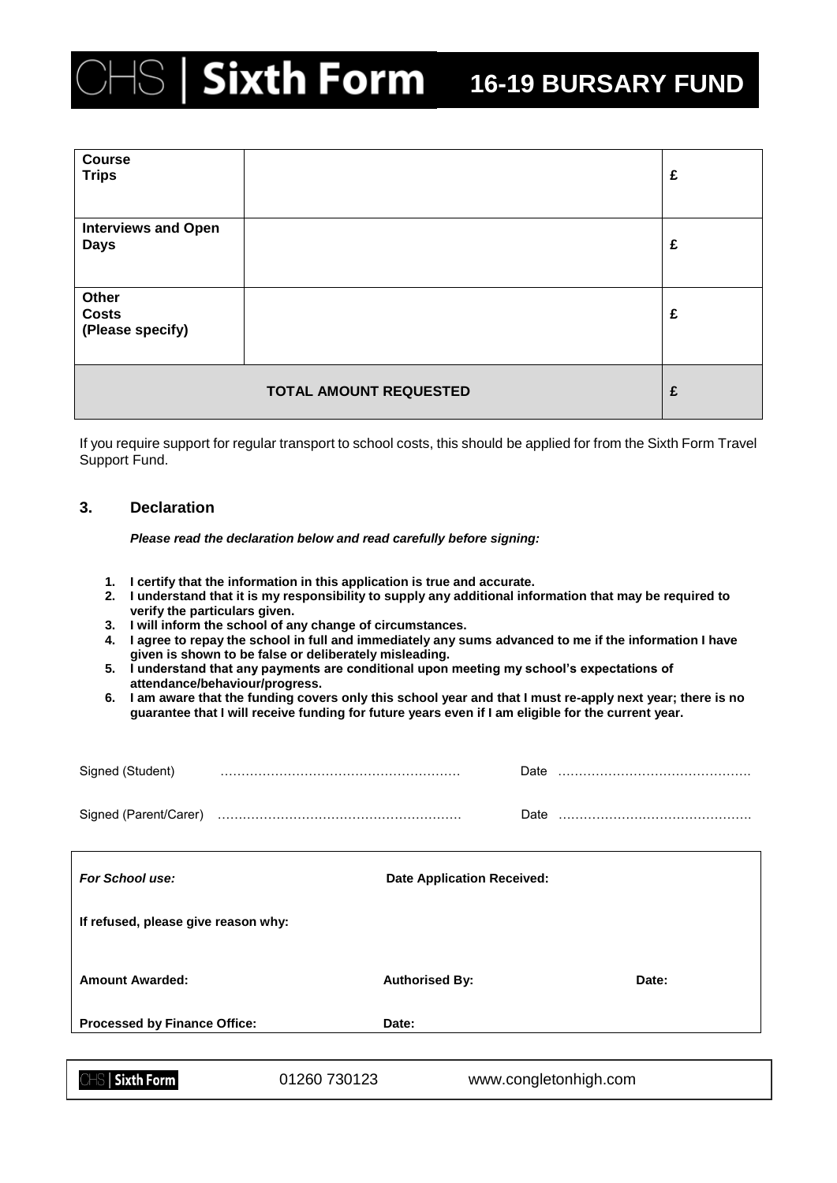| | | |
|---|---|---|
| **Course Trips** | | **£** |
| **Interviews and Open Days** | | **£** |
| **Other Costs (Please specify)** | | **£** |
| **TOTAL AMOUNT REQUESTED** | | **£** |

If you require support for regular transport to school costs, this should be applied for from the Sixth Form Travel Support Fund.

## 3. Declaration

***Please read the declaration below and read carefully before signing:***

1. **I certify that the information in this application is true and accurate.**
2. **I understand that it is my responsibility to supply any additional information that may be required to verify the particulars given.**
3. **I will inform the school of any change of circumstances.**
4. **I agree to repay the school in full and immediately any sums advanced to me if the information I have given is shown to be false or deliberately misleading.**
5. **I understand that any payments are conditional upon meeting my school's expectations of attendance/behaviour/progress.**
6. **I am aware that the funding covers only this school year and that I must re-apply next year; there is no guarantee that I will receive funding for future years even if I am eligible for the current year.**

Signed (Student) ………………………………………………… Date ……………………………………….

Signed (Parent/Carer) ………………………………………………… Date ……………………………………….

| | | |
|---|---|---|
| ***For School use:*** | **Date Application Received:** | |
| **If refused, please give reason why:** | | |
| **Amount Awarded:** | **Authorised By:** | **Date:** |
| **Processed by Finance Office:** | **Date:** | |

CHS | Sixth Form 01260 730123 www.congletonhigh.com